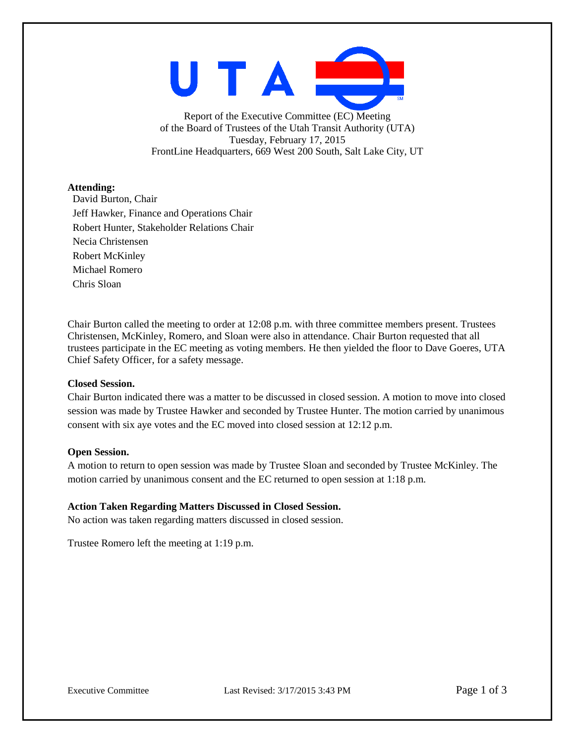Report of the Executive Committee (EC) Meeting
of the Board of Trustees of the Utah Transit Authority (UTA)
Tuesday, February 17, 2015
FrontLine Headquarters, 669 West 200 South, Salt Lake City, UT

**Attending:**

David Burton, Chair
Jeff Hawker, Finance and Operations Chair
Robert Hunter, Stakeholder Relations Chair
Necia Christensen
Robert McKinley
Michael Romero
Chris Sloan

Chair Burton called the meeting to order at 12:08 p.m. with three committee members present. Trustees Christensen, McKinley, Romero, and Sloan were also in attendance. Chair Burton requested that all trustees participate in the EC meeting as voting members. He then yielded the floor to Dave Goeres, UTA Chief Safety Officer, for a safety message.

**Closed Session.**
Chair Burton indicated there was a matter to be discussed in closed session. A motion to move into closed session was made by Trustee Hawker and seconded by Trustee Hunter. The motion carried by unanimous consent with six aye votes and the EC moved into closed session at 12:12 p.m.

**Open Session.**
A motion to return to open session was made by Trustee Sloan and seconded by Trustee McKinley. The motion carried by unanimous consent and the EC returned to open session at 1:18 p.m.

**Action Taken Regarding Matters Discussed in Closed Session.**
No action was taken regarding matters discussed in closed session.

Trustee Romero left the meeting at 1:19 p.m.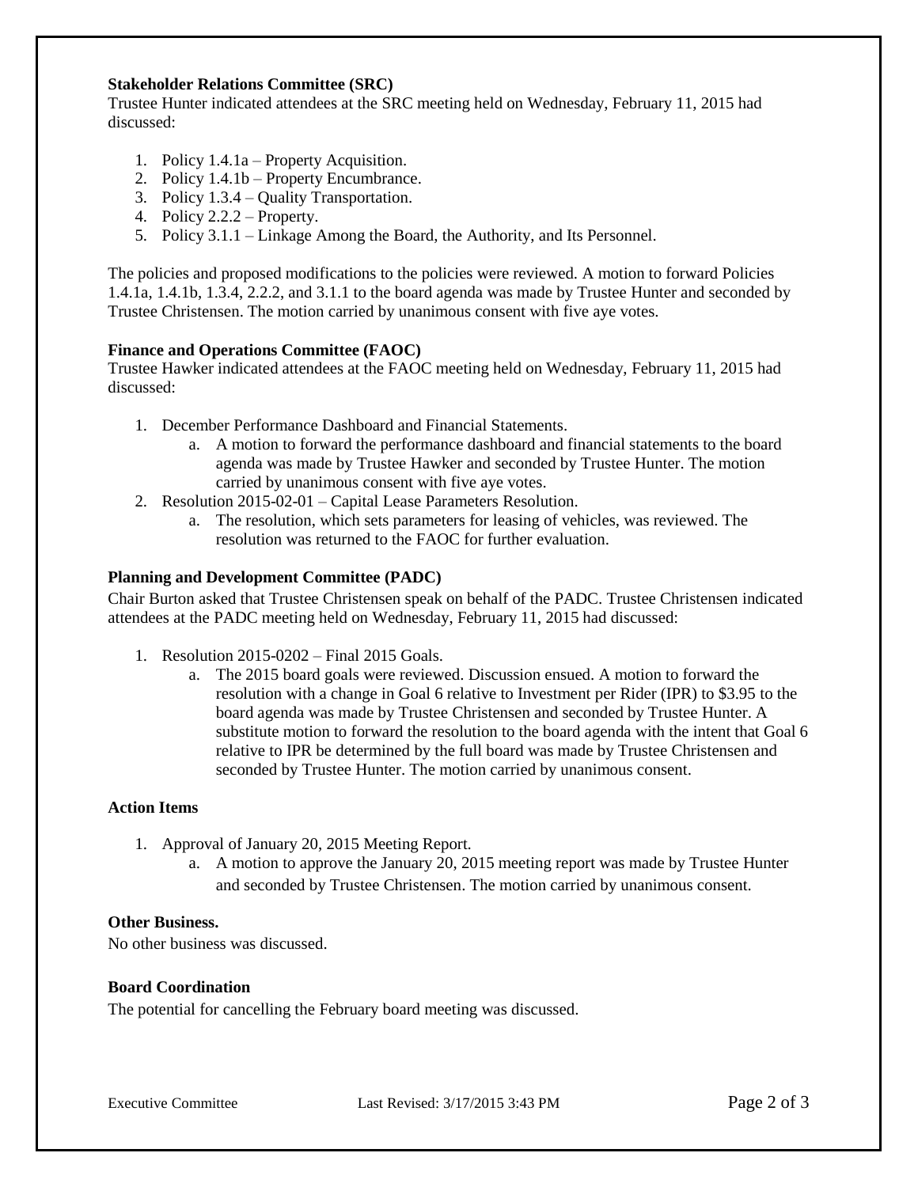**Stakeholder Relations Committee (SRC)**

Trustee Hunter indicated attendees at the SRC meeting held on Wednesday, February 11, 2015 had discussed:

1. Policy 1.4.1a – Property Acquisition.
2. Policy 1.4.1b – Property Encumbrance.
3. Policy 1.3.4 – Quality Transportation.
4. Policy 2.2.2 – Property.
5. Policy 3.1.1 – Linkage Among the Board, the Authority, and Its Personnel.

The policies and proposed modifications to the policies were reviewed. A motion to forward Policies 1.4.1a, 1.4.1b, 1.3.4, 2.2.2, and 3.1.1 to the board agenda was made by Trustee Hunter and seconded by Trustee Christensen. The motion carried by unanimous consent with five aye votes.

**Finance and Operations Committee (FAOC)**

Trustee Hawker indicated attendees at the FAOC meeting held on Wednesday, February 11, 2015 had discussed:

1. December Performance Dashboard and Financial Statements.
   a. A motion to forward the performance dashboard and financial statements to the board agenda was made by Trustee Hawker and seconded by Trustee Hunter. The motion carried by unanimous consent with five aye votes.
2. Resolution 2015-02-01 – Capital Lease Parameters Resolution.
   a. The resolution, which sets parameters for leasing of vehicles, was reviewed. The resolution was returned to the FAOC for further evaluation.

**Planning and Development Committee (PADC)**

Chair Burton asked that Trustee Christensen speak on behalf of the PADC. Trustee Christensen indicated attendees at the PADC meeting held on Wednesday, February 11, 2015 had discussed:

1. Resolution 2015-0202 – Final 2015 Goals.
   a. The 2015 board goals were reviewed. Discussion ensued. A motion to forward the resolution with a change in Goal 6 relative to Investment per Rider (IPR) to $3.95 to the board agenda was made by Trustee Christensen and seconded by Trustee Hunter. A substitute motion to forward the resolution to the board agenda with the intent that Goal 6 relative to IPR be determined by the full board was made by Trustee Christensen and seconded by Trustee Hunter. The motion carried by unanimous consent.

**Action Items**

1. Approval of January 20, 2015 Meeting Report.
   a. A motion to approve the January 20, 2015 meeting report was made by Trustee Hunter and seconded by Trustee Christensen. The motion carried by unanimous consent.

**Other Business.**

No other business was discussed.

**Board Coordination**

The potential for cancelling the February board meeting was discussed.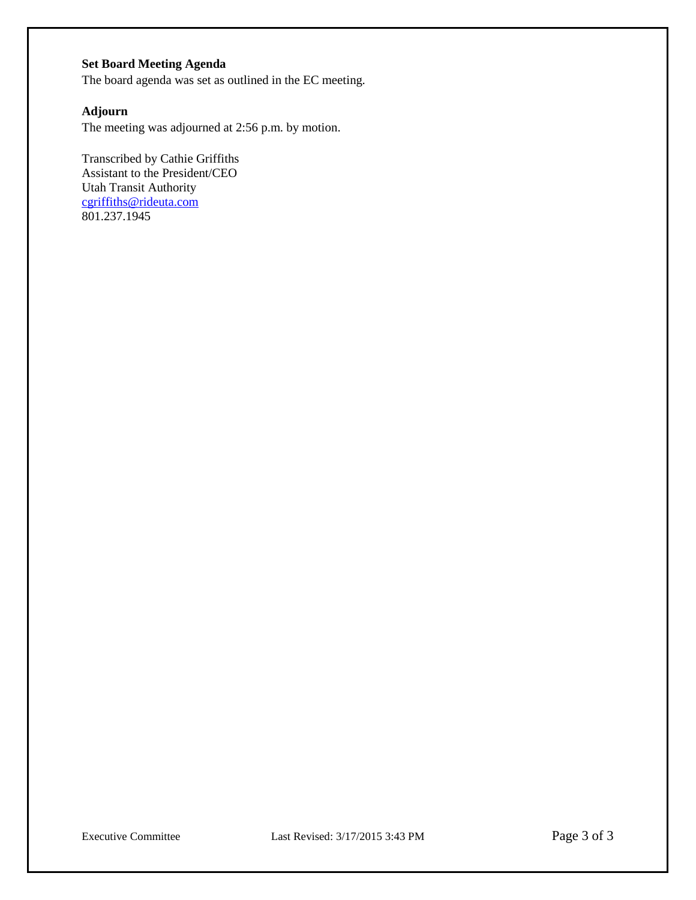**Set Board Meeting Agenda**
The board agenda was set as outlined in the EC meeting.

**Adjourn**
The meeting was adjourned at 2:56 p.m. by motion.

Transcribed by Cathie Griffiths
Assistant to the President/CEO
Utah Transit Authority
cgriffiths@rideuta.com
801.237.1945